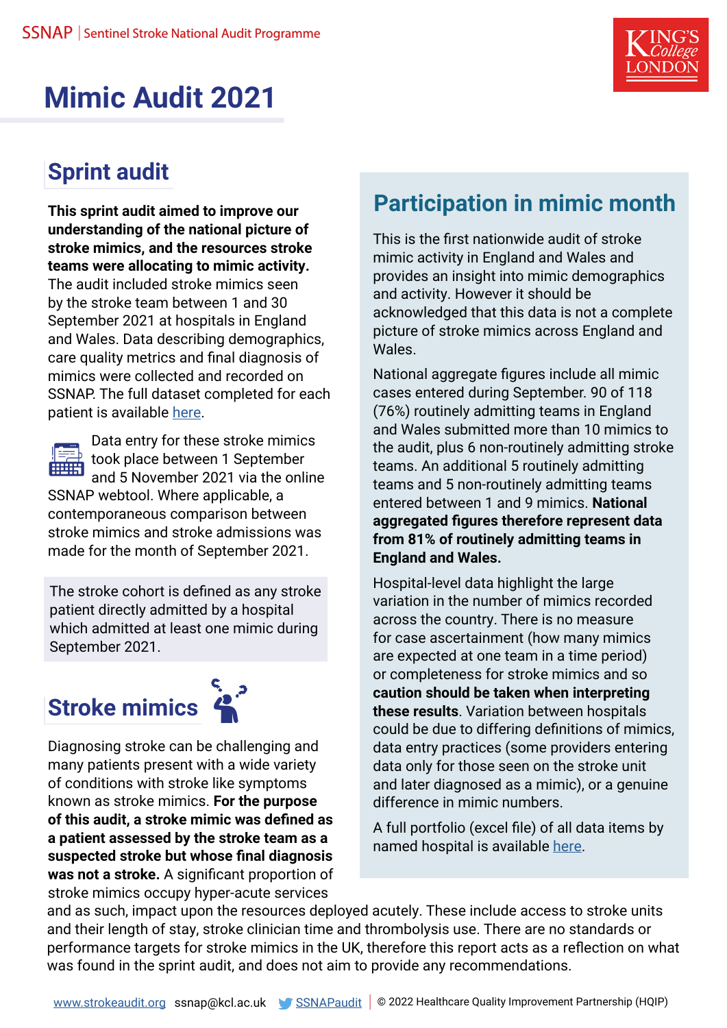SSNAP | Sentinel Stroke National Audit Programme

# Mimic Audit 2021

## Sprint audit

**This sprint audit aimed to improve our understanding of the national picture of stroke mimics, and the resources stroke teams were allocating to mimic activity.** The audit included stroke mimics seen by the stroke team between 1 and 30 September 2021 at hospitals in England and Wales. Data describing demographics, care quality metrics and final diagnosis of mimics were collected and recorded on SSNAP. The full dataset completed for each patient is available here.

Data entry for these stroke mimics took place between 1 September and 5 November 2021 via the online SSNAP webtool. Where applicable, a contemporaneous comparison between stroke mimics and stroke admissions was made for the month of September 2021.

The stroke cohort is defined as any stroke patient directly admitted by a hospital which admitted at least one mimic during September 2021.

## Stroke mimics

Diagnosing stroke can be challenging and many patients present with a wide variety of conditions with stroke like symptoms known as stroke mimics. **For the purpose of this audit, a stroke mimic was defined as a patient assessed by the stroke team as a suspected stroke but whose final diagnosis was not a stroke.** A significant proportion of stroke mimics occupy hyper-acute services and as such, impact upon the resources deployed acutely. These include access to stroke units and their length of stay, stroke clinician time and thrombolysis use. There are no standards or performance targets for stroke mimics in the UK, therefore this report acts as a reflection on what was found in the sprint audit, and does not aim to provide any recommendations.

## Participation in mimic month

This is the first nationwide audit of stroke mimic activity in England and Wales and provides an insight into mimic demographics and activity. However it should be acknowledged that this data is not a complete picture of stroke mimics across England and Wales.

National aggregate figures include all mimic cases entered during September. 90 of 118 (76%) routinely admitting teams in England and Wales submitted more than 10 mimics to the audit, plus 6 non-routinely admitting stroke teams. An additional 5 routinely admitting teams and 5 non-routinely admitting teams entered between 1 and 9 mimics. **National aggregated figures therefore represent data from 81% of routinely admitting teams in England and Wales.**

Hospital-level data highlight the large variation in the number of mimics recorded across the country. There is no measure for case ascertainment (how many mimics are expected at one team in a time period) or completeness for stroke mimics and so **caution should be taken when interpreting these results**. Variation between hospitals could be due to differing definitions of mimics, data entry practices (some providers entering data only for those seen on the stroke unit and later diagnosed as a mimic), or a genuine difference in mimic numbers.

A full portfolio (excel file) of all data items by named hospital is available here.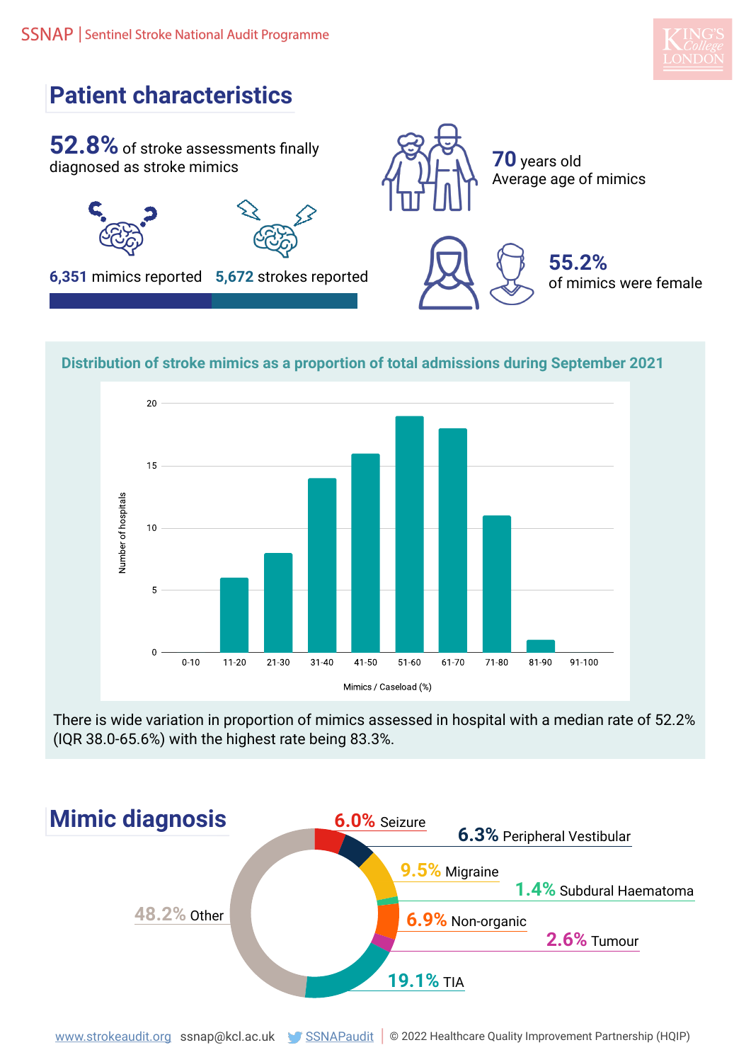# Patient characteristics

**52.8%** of stroke assessments finally diagnosed as stroke mimics

**6,351** mimics reported

**5,672** strokes reported

**70** years old
Average age of mimics

**55.2%**
of mimics were female

## Distribution of stroke mimics as a proportion of total admissions during September 2021

| Mimics / Caseload (%) | Number of hospitals |
|---|---|
| 0-10 | 0 |
| 11-20 | 6 |
| 21-30 | 8 |
| 31-40 | 14 |
| 41-50 | 16 |
| 51-60 | 19 |
| 61-70 | 18 |
| 71-80 | 11 |
| 81-90 | 1 |
| 91-100 | 0 |

There is wide variation in proportion of mimics assessed in hospital with a median rate of 52.2% (IQR 38.0-65.6%) with the highest rate being 83.3%.

# Mimic diagnosis

| Diagnosis | % |
|---|---|
| Seizure | 6.0% |
| Peripheral Vestibular | 6.3% |
| Migraine | 9.5% |
| Subdural Haematoma | 1.4% |
| Non-organic | 6.9% |
| Tumour | 2.6% |
| TIA | 19.1% |
| Other | 48.2% |

www.strokeaudit.org ssnap@kcl.ac.uk SSNAPaudit | © 2022 Healthcare Quality Improvement Partnership (HQIP)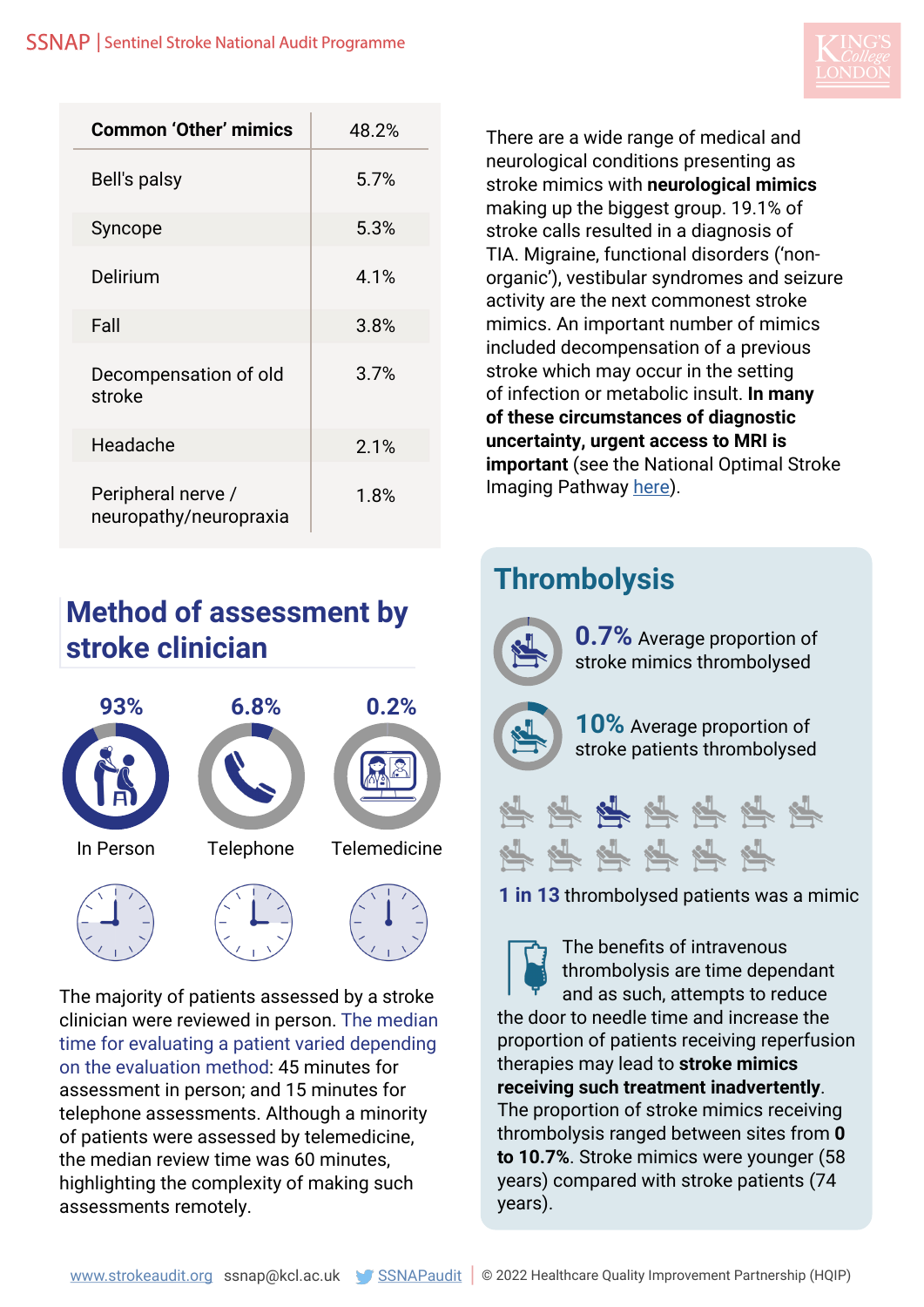| Common 'Other' mimics | 48.2% |
|---|---|
| Bell's palsy | 5.7% |
| Syncope | 5.3% |
| Delirium | 4.1% |
| Fall | 3.8% |
| Decompensation of old stroke | 3.7% |
| Headache | 2.1% |
| Peripheral nerve / neuropathy/neuropraxia | 1.8% |

There are a wide range of medical and neurological conditions presenting as stroke mimics with **neurological mimics** making up the biggest group. 19.1% of stroke calls resulted in a diagnosis of TIA. Migraine, functional disorders ('non-organic'), vestibular syndromes and seizure activity are the next commonest stroke mimics. An important number of mimics included decompensation of a previous stroke which may occur in the setting of infection or metabolic insult. **In many of these circumstances of diagnostic uncertainty, urgent access to MRI is important** (see the National Optimal Stroke Imaging Pathway here).

## Method of assessment by stroke clinician

| 93% | 6.8% | 0.2% |
|---|---|---|
| In Person | Telephone | Telemedicine |

The majority of patients assessed by a stroke clinician were reviewed in person. The median time for evaluating a patient varied depending on the evaluation method: 45 minutes for assessment in person; and 15 minutes for telephone assessments. Although a minority of patients were assessed by telemedicine, the median review time was 60 minutes, highlighting the complexity of making such assessments remotely.

## Thrombolysis

**0.7%** Average proportion of stroke mimics thrombolysed

**10%** Average proportion of stroke patients thrombolysed

**1 in 13** thrombolysed patients was a mimic

The benefits of intravenous thrombolysis are time dependant and as such, attempts to reduce the door to needle time and increase the proportion of patients receiving reperfusion therapies may lead to **stroke mimics receiving such treatment inadvertently**. The proportion of stroke mimics receiving thrombolysis ranged between sites from **0 to 10.7%**. Stroke mimics were younger (58 years) compared with stroke patients (74 years).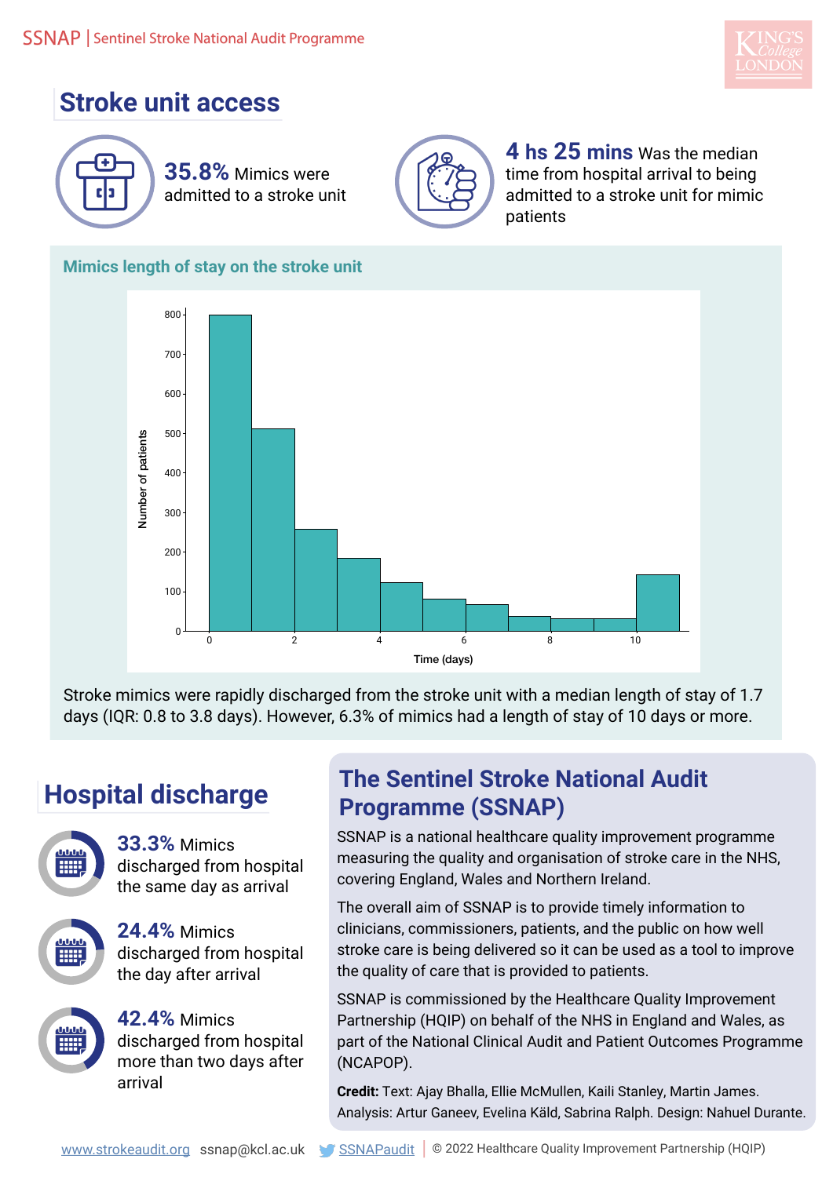## Stroke unit access

**35.8%** Mimics were admitted to a stroke unit

**4 hs 25 mins** Was the median time from hospital arrival to being admitted to a stroke unit for mimic patients

### Mimics length of stay on the stroke unit

Number of patients

800
700
600
500
400
300
200
100
0

0
2
4
6
8
10

Time (days)

Stroke mimics were rapidly discharged from the stroke unit with a median length of stay of 1.7 days (IQR: 0.8 to 3.8 days). However, 6.3% of mimics had a length of stay of 10 days or more.

## Hospital discharge

**33.3%** Mimics discharged from hospital the same day as arrival

**24.4%** Mimics discharged from hospital the day after arrival

**42.4%** Mimics discharged from hospital more than two days after arrival

## The Sentinel Stroke National Audit Programme (SSNAP)

SSNAP is a national healthcare quality improvement programme measuring the quality and organisation of stroke care in the NHS, covering England, Wales and Northern Ireland.

The overall aim of SSNAP is to provide timely information to clinicians, commissioners, patients, and the public on how well stroke care is being delivered so it can be used as a tool to improve the quality of care that is provided to patients.

SSNAP is commissioned by the Healthcare Quality Improvement Partnership (HQIP) on behalf of the NHS in England and Wales, as part of the National Clinical Audit and Patient Outcomes Programme (NCAPOP).

**Credit:** Text: Ajay Bhalla, Ellie McMullen, Kaili Stanley, Martin James. Analysis: Artur Ganeev, Evelina Käld, Sabrina Ralph. Design: Nahuel Durante.

www.strokeaudit.org ssnap@kcl.ac.uk SSNAPaudit | © 2022 Healthcare Quality Improvement Partnership (HQIP)